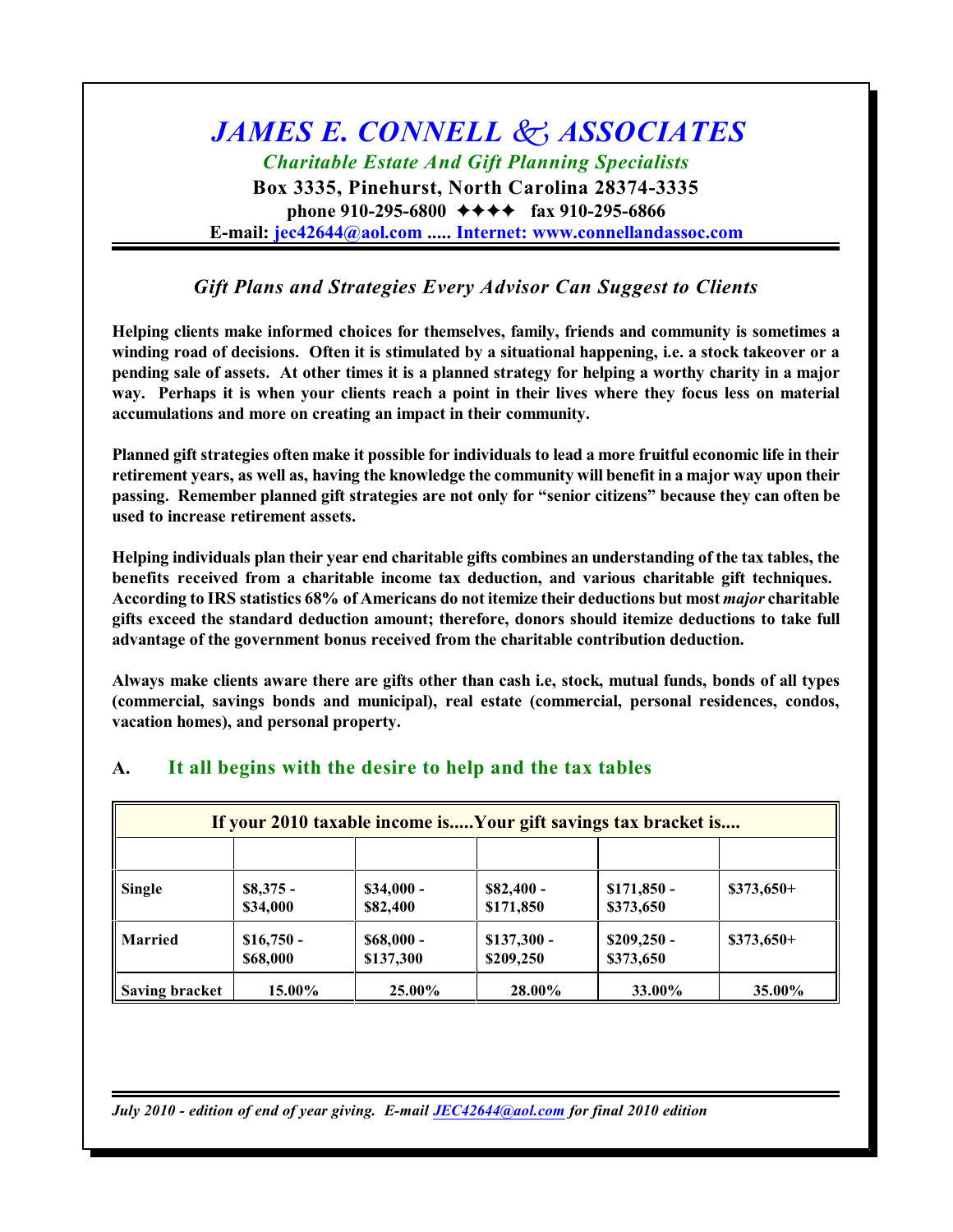# *JAMES E. CONNELL & ASSOCIATES*

***Charitable Estate And Gift Planning Specialists***

**Box 3335, Pinehurst, North Carolina 28374-3335**

**phone 910-295-6800 ✦✦✦✦ fax 910-295-6866**

**E-mail: jec42644@aol.com ..... Internet: www.connellandassoc.com**

## *Gift Plans and Strategies Every Advisor Can Suggest to Clients*

**Helping clients make informed choices for themselves, family, friends and community is sometimes a winding road of decisions. Often it is stimulated by a situational happening, i.e. a stock takeover or a pending sale of assets. At other times it is a planned strategy for helping a worthy charity in a major way. Perhaps it is when your clients reach a point in their lives where they focus less on material accumulations and more on creating an impact in their community.**

**Planned gift strategies often make it possible for individuals to lead a more fruitful economic life in their retirement years, as well as, having the knowledge the community will benefit in a major way upon their passing. Remember planned gift strategies are not only for "senior citizens" because they can often be used to increase retirement assets.**

**Helping individuals plan their year end charitable gifts combines an understanding of the tax tables, the benefits received from a charitable income tax deduction, and various charitable gift techniques. According to IRS statistics 68% of Americans do not itemize their deductions but most *major* charitable gifts exceed the standard deduction amount; therefore, donors should itemize deductions to take full advantage of the government bonus received from the charitable contribution deduction.**

**Always make clients aware there are gifts other than cash i.e, stock, mutual funds, bonds of all types (commercial, savings bonds and municipal), real estate (commercial, personal residences, condos, vacation homes), and personal property.**

## A. It all begins with the desire to help and the tax tables

| If your 2010 taxable income is.....Your gift savings tax bracket is.... | | | | | |
|---|---|---|---|---|---|
| | | | | | |
| **Single** | **$8,375 - $34,000** | **$34,000 - $82,400** | **$82,400 - $171,850** | **$171,850 - $373,650** | **$373,650+** |
| **Married** | **$16,750 - $68,000** | **$68,000 - $137,300** | **$137,300 - $209,250** | **$209,250 - $373,650** | **$373,650+** |
| **Saving bracket** | **15.00%** | **25.00%** | **28.00%** | **33.00%** | **35.00%** |

***July 2010 - edition of end of year giving. E-mail JEC42644@aol.com for final 2010 edition***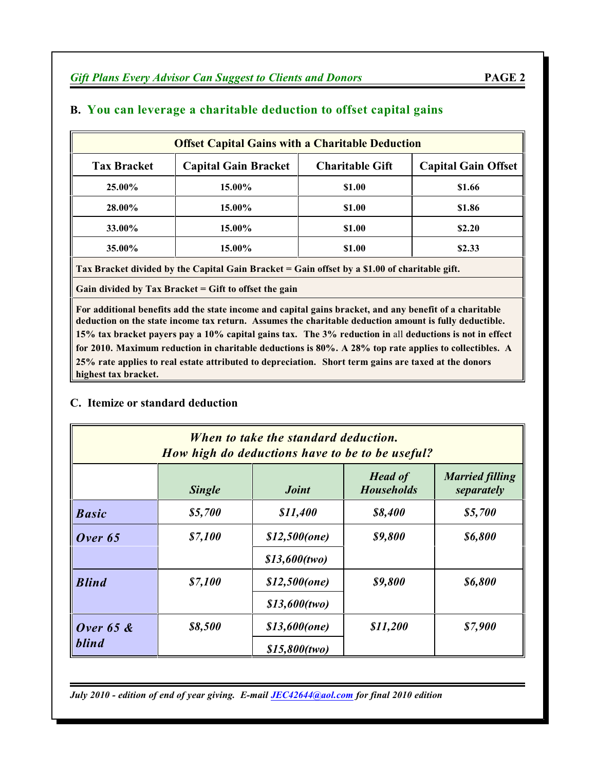## B. You can leverage a charitable deduction to offset capital gains

| Offset Capital Gains with a Charitable Deduction | | | |
|---|---|---|---|
| **Tax Bracket** | **Capital Gain Bracket** | **Charitable Gift** | **Capital Gain Offset** |
| **25.00%** | **15.00%** | **$1.00** | **$1.66** |
| **28.00%** | **15.00%** | **$1.00** | **$1.86** |
| **33.00%** | **15.00%** | **$1.00** | **$2.20** |
| **35.00%** | **15.00%** | **$1.00** | **$2.33** |

**Tax Bracket divided by the Capital Gain Bracket = Gain offset by a $1.00 of charitable gift.**

**Gain divided by Tax Bracket = Gift to offset the gain**

**For additional benefits add the state income and capital gains bracket, and any benefit of a charitable deduction on the state income tax return. Assumes the charitable deduction amount is fully deductible. 15% tax bracket payers pay a 10% capital gains tax. The 3% reduction in** all **deductions is not in effect for 2010. Maximum reduction in charitable deductions is 80%. A 28% top rate applies to collectibles. A 25% rate applies to real estate attributed to depreciation. Short term gains are taxed at the donors highest tax bracket.**

## C. Itemize or standard deduction

***When to take the standard deduction. How high do deductions have to be to be useful?***

| | *Single* | *Joint* | *Head of Households* | *Married filling separately* |
|---|---|---|---|---|
| ***Basic*** | ***$5,700*** | ***$11,400*** | ***$8,400*** | ***$5,700*** |
| ***Over 65*** | ***$7,100*** | ***$12,500(one)*** | ***$9,800*** | ***$6,800*** |
| | | ***$13,600(two)*** | | |
| ***Blind*** | ***$7,100*** | ***$12,500(one)*** | ***$9,800*** | ***$6,800*** |
| | | ***$13,600(two)*** | | |
| ***Over 65 & blind*** | ***$8,500*** | ***$13,600(one)*** | ***$11,200*** | ***$7,900*** |
| | | ***$15,800(two)*** | | |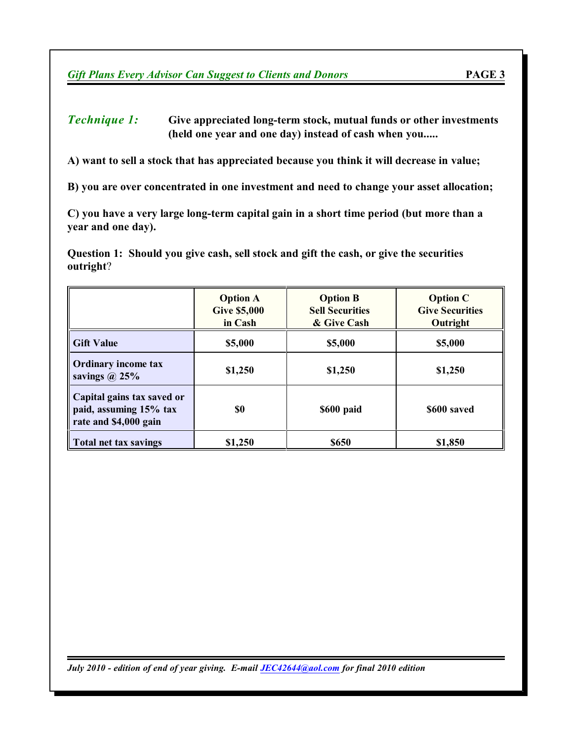***Technique 1:*** **Give appreciated long-term stock, mutual funds or other investments (held one year and one day) instead of cash when you.....**

**A) want to sell a stock that has appreciated because you think it will decrease in value;**

**B) you are over concentrated in one investment and need to change your asset allocation;**

**C) you have a very large long-term capital gain in a short time period (but more than a year and one day).**

**Question 1: Should you give cash, sell stock and gift the cash, or give the securities outright**?

| | **Option A Give $5,000 in Cash** | **Option B Sell Securities & Give Cash** | **Option C Give Securities Outright** |
|---|---|---|---|
| **Gift Value** | **$5,000** | **$5,000** | **$5,000** |
| **Ordinary income tax savings @ 25%** | **$1,250** | **$1,250** | **$1,250** |
| **Capital gains tax saved or paid, assuming 15% tax rate and $4,000 gain** | **$0** | **$600 paid** | **$600 saved** |
| **Total net tax savings** | **$1,250** | **$650** | **$1,850** |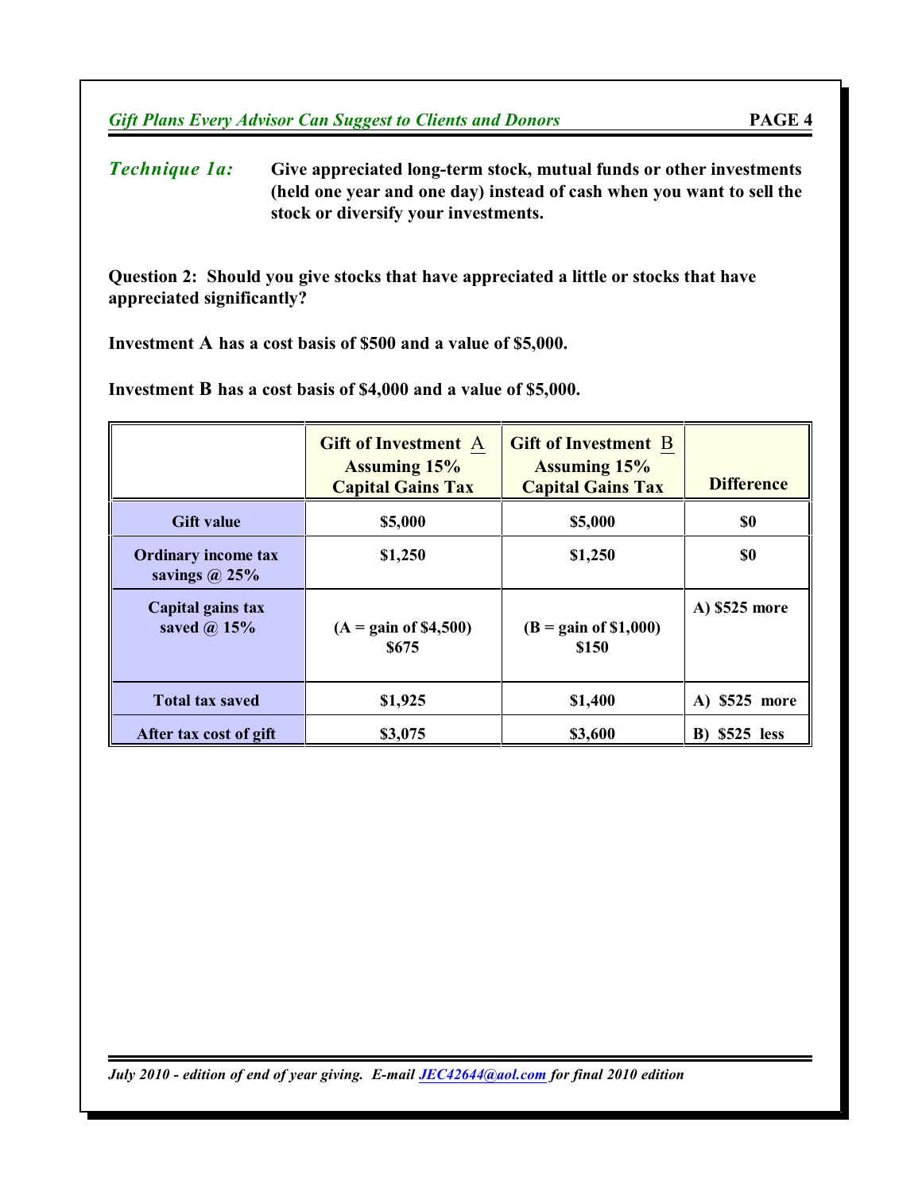***Technique 1a:*** **Give appreciated long-term stock, mutual funds or other investments (held one year and one day) instead of cash when you want to sell the stock or diversify your investments.**

**Question 2: Should you give stocks that have appreciated a little or stocks that have appreciated significantly?**

**Investment A has a cost basis of $500 and a value of $5,000.**

**Investment B has a cost basis of $4,000 and a value of $5,000.**

| | Gift of Investment A Assuming 15% Capital Gains Tax | Gift of Investment B Assuming 15% Capital Gains Tax | Difference |
|---|---|---|---|
| **Gift value** | **$5,000** | **$5,000** | **$0** |
| **Ordinary income tax savings @ 25%** | **$1,250** | **$1,250** | **$0** |
| **Capital gains tax saved @ 15%** | **(A = gain of $4,500) $675** | **(B = gain of $1,000) $150** | **A) $525 more** |
| **Total tax saved** | **$1,925** | **$1,400** | **A) $525 more** |
| **After tax cost of gift** | **$3,075** | **$3,600** | **B) $525 less** |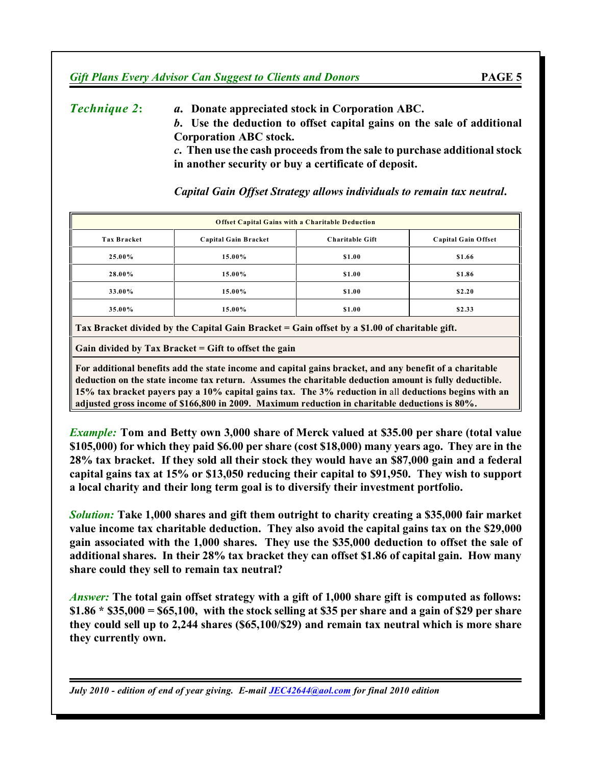***Technique 2*:** ***a*. Donate appreciated stock in Corporation ABC.**

***b*. Use the deduction to offset capital gains on the sale of additional Corporation ABC stock.**

***c*. Then use the cash proceeds from the sale to purchase additional stock in another security or buy a certificate of deposit.**

***Capital Gain Offset Strategy allows individuals to remain tax neutral*.**

| **Offset Capital Gains with a Charitable Deduction** | | | |
|---|---|---|---|
| **Tax Bracket** | **Capital Gain Bracket** | **Charitable Gift** | **Capital Gain Offset** |
| **25.00%** | **15.00%** | **$1.00** | **$1.66** |
| **28.00%** | **15.00%** | **$1.00** | **$1.86** |
| **33.00%** | **15.00%** | **$1.00** | **$2.20** |
| **35.00%** | **15.00%** | **$1.00** | **$2.33** |

**Tax Bracket divided by the Capital Gain Bracket = Gain offset by a $1.00 of charitable gift.**

**Gain divided by Tax Bracket = Gift to offset the gain**

**For additional benefits add the state income and capital gains bracket, and any benefit of a charitable deduction on the state income tax return. Assumes the charitable deduction amount is fully deductible. 15% tax bracket payers pay a 10% capital gains tax. The 3% reduction in** all **deductions begins with an adjusted gross income of $166,800 in 2009. Maximum reduction in charitable deductions is 80%.**

***Example:*** **Tom and Betty own 3,000 share of Merck valued at $35.00 per share (total value $105,000) for which they paid $6.00 per share (cost $18,000) many years ago. They are in the 28% tax bracket. If they sold all their stock they would have an $87,000 gain and a federal capital gains tax at 15% or $13,050 reducing their capital to $91,950. They wish to support a local charity and their long term goal is to diversify their investment portfolio.**

***Solution:*** **Take 1,000 shares and gift them outright to charity creating a $35,000 fair market value income tax charitable deduction. They also avoid the capital gains tax on the $29,000 gain associated with the 1,000 shares. They use the $35,000 deduction to offset the sale of additional shares. In their 28% tax bracket they can offset $1.86 of capital gain. How many share could they sell to remain tax neutral?**

***Answer:*** **The total gain offset strategy with a gift of 1,000 share gift is computed as follows: $1.86 * $35,000 = $65,100, with the stock selling at $35 per share and a gain of $29 per share they could sell up to 2,244 shares ($65,100/$29) and remain tax neutral which is more share they currently own.**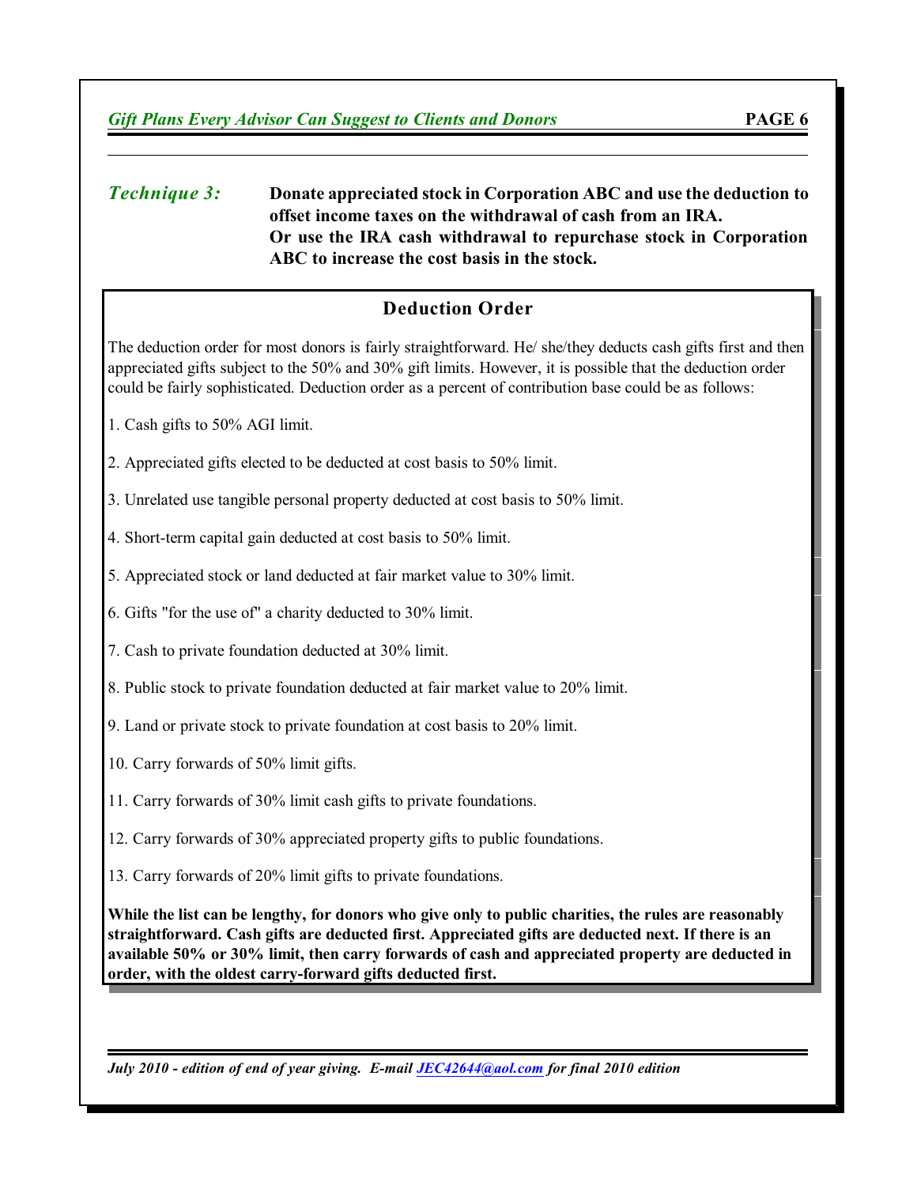## *Technique 3:* **Donate appreciated stock in Corporation ABC and use the deduction to offset income taxes on the withdrawal of cash from an IRA. Or use the IRA cash withdrawal to repurchase stock in Corporation ABC to increase the cost basis in the stock.**

### Deduction Order

The deduction order for most donors is fairly straightforward. He/ she/they deducts cash gifts first and then appreciated gifts subject to the 50% and 30% gift limits. However, it is possible that the deduction order could be fairly sophisticated. Deduction order as a percent of contribution base could be as follows:

1. Cash gifts to 50% AGI limit.

2. Appreciated gifts elected to be deducted at cost basis to 50% limit.

3. Unrelated use tangible personal property deducted at cost basis to 50% limit.

4. Short-term capital gain deducted at cost basis to 50% limit.

5. Appreciated stock or land deducted at fair market value to 30% limit.

6. Gifts "for the use of" a charity deducted to 30% limit.

7. Cash to private foundation deducted at 30% limit.

8. Public stock to private foundation deducted at fair market value to 20% limit.

9. Land or private stock to private foundation at cost basis to 20% limit.

10. Carry forwards of 50% limit gifts.

11. Carry forwards of 30% limit cash gifts to private foundations.

12. Carry forwards of 30% appreciated property gifts to public foundations.

13. Carry forwards of 20% limit gifts to private foundations.

**While the list can be lengthy, for donors who give only to public charities, the rules are reasonably straightforward. Cash gifts are deducted first. Appreciated gifts are deducted next. If there is an available 50% or 30% limit, then carry forwards of cash and appreciated property are deducted in order, with the oldest carry-forward gifts deducted first.**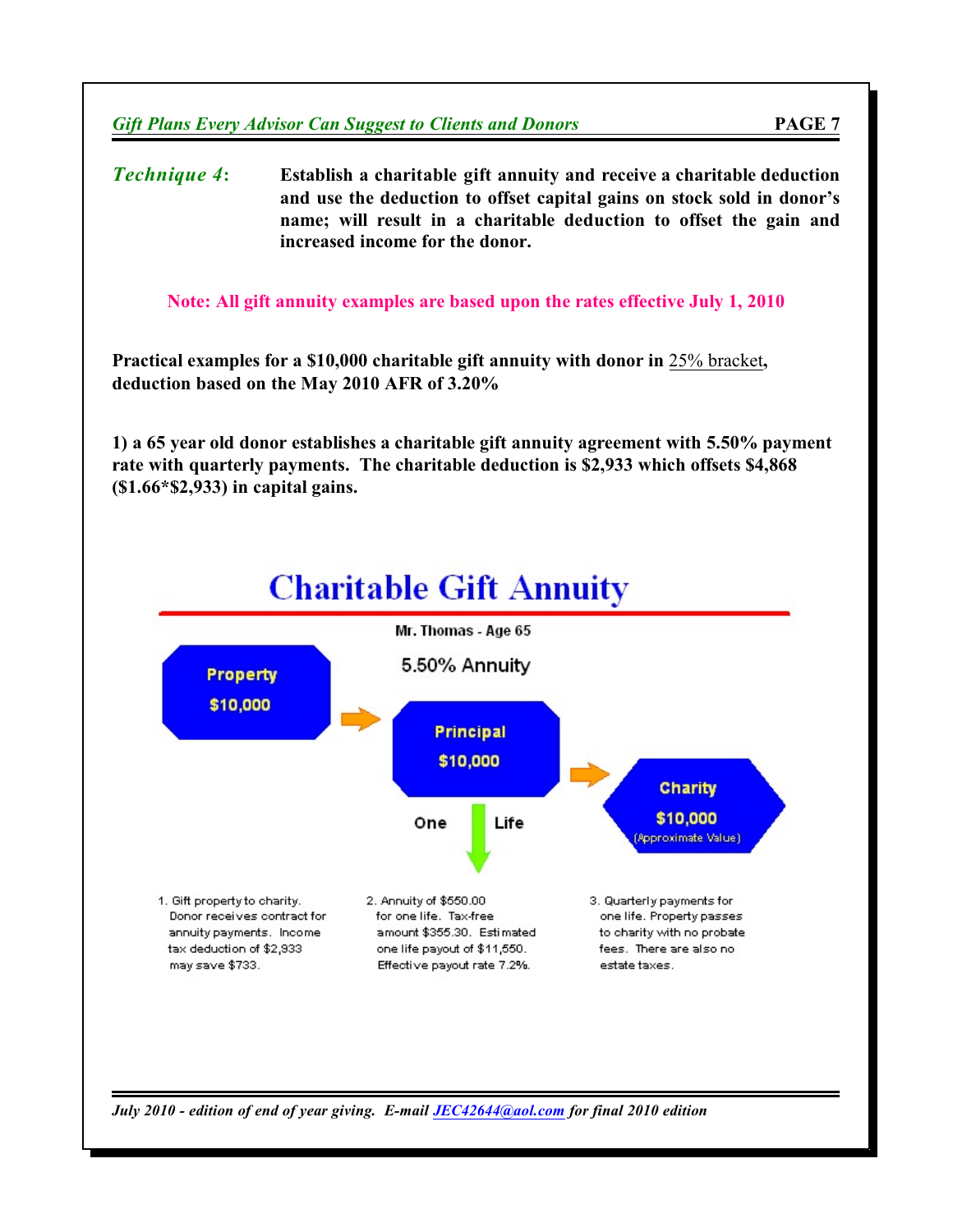***Technique 4*:** **Establish a charitable gift annuity and receive a charitable deduction and use the deduction to offset capital gains on stock sold in donor's name; will result in a charitable deduction to offset the gain and increased income for the donor.**

**Note: All gift annuity examples are based upon the rates effective July 1, 2010**

**Practical examples for a $10,000 charitable gift annuity with donor in** 25% bracket**, deduction based on the May 2010 AFR of 3.20%**

**1) a 65 year old donor establishes a charitable gift annuity agreement with 5.50% payment rate with quarterly payments. The charitable deduction is $2,933 which offsets $4,868 ($1.66*$2,933) in capital gains.**

## Charitable Gift Annuity

Mr. Thomas - Age 65

5.50% Annuity

**Property** **$10,000** → **Principal** **$10,000** → **Charity** **$10,000** (Approximate Value)

One Life

1. Gift property to charity. Donor receives contract for annuity payments. Income tax deduction of $2,933 may save $733.

2. Annuity of $550.00 for one life. Tax-free amount $355.30. Estimated one life payout of $11,550. Effective payout rate 7.2%.

3. Quarterly payments for one life. Property passes to charity with no probate fees. There are also no estate taxes.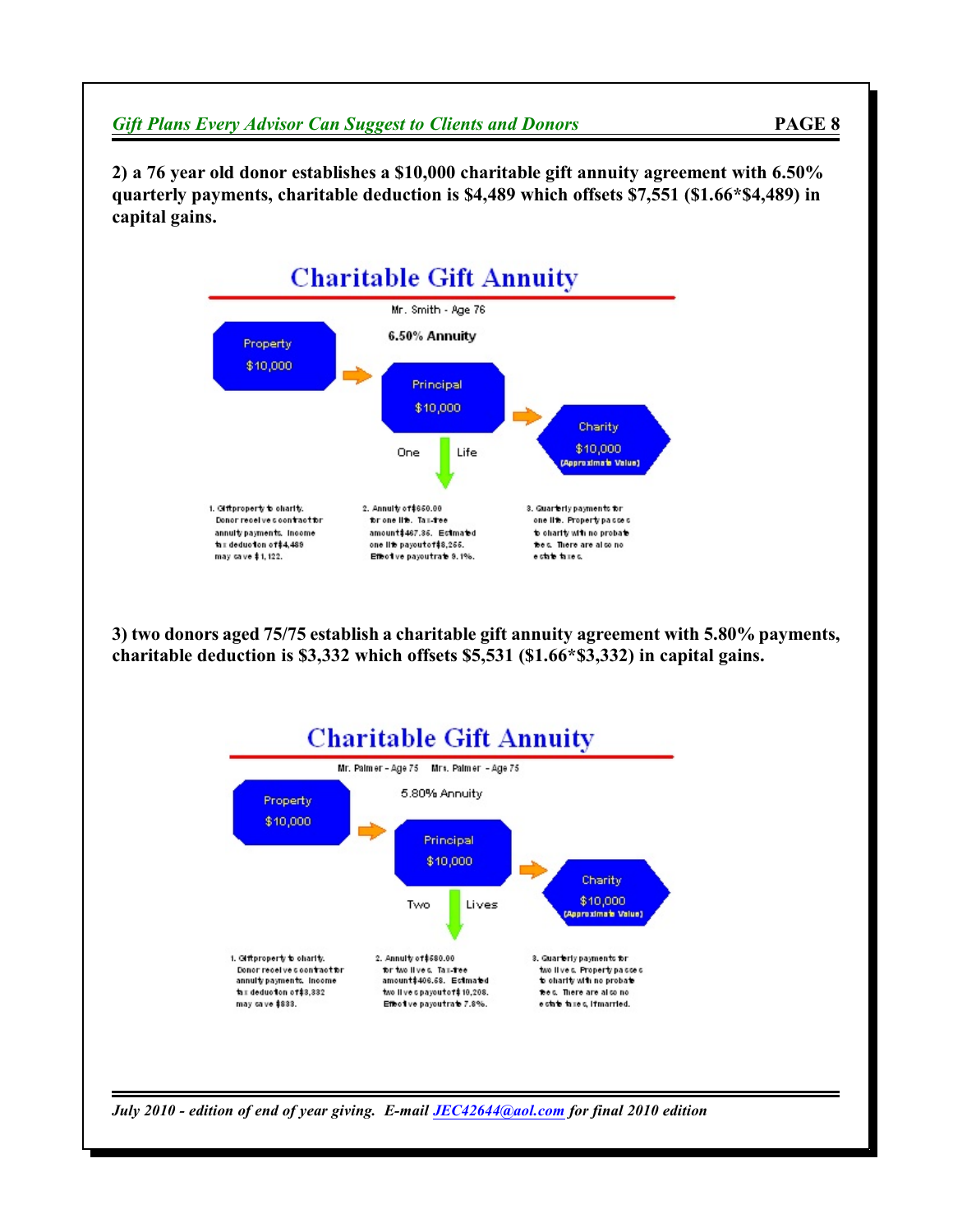**2) a 76 year old donor establishes a $10,000 charitable gift annuity agreement with 6.50% quarterly payments, charitable deduction is $4,489 which offsets $7,551 ($1.66*$4,489) in capital gains.**

## Charitable Gift Annuity

Mr. Smith - Age 76

**6.50% Annuity**

Property $10,000 → Principal $10,000 → Charity $10,000 (Approximate Value)

One Life

1. Gift property to charity. Donor receives contract for annuity payments. Income tax deduction of $4,489 may save $1,122.

2. Annuity of $650.00 for one life. Tax-free amount $467.36. Estimated one life payout of $8,256. Effective payout rate 9.1%.

3. Quarterly payments for one life. Property passes to charity with no probate fees. There are also no estate taxes.

**3) two donors aged 75/75 establish a charitable gift annuity agreement with 5.80% payments, charitable deduction is $3,332 which offsets $5,531 ($1.66*$3,332) in capital gains.**

## Charitable Gift Annuity

Mr. Palmer - Age 75 Mrs. Palmer - Age 75

5.80% Annuity

Property $10,000 → Principal $10,000 → Charity $10,000 (Approximate Value)

Two Lives

1. Gift property to charity. Donor receives contract for annuity payments. Income tax deduction of $3,332 may save $833.

2. Annuity of $580.00 for two lives. Tax-free amount $406.58. Estimated two lives payout of $10,208. Effective payout rate 7.8%.

3. Quarterly payments for two lives. Property passes to charity with no probate fees. There are also no estate taxes, if married.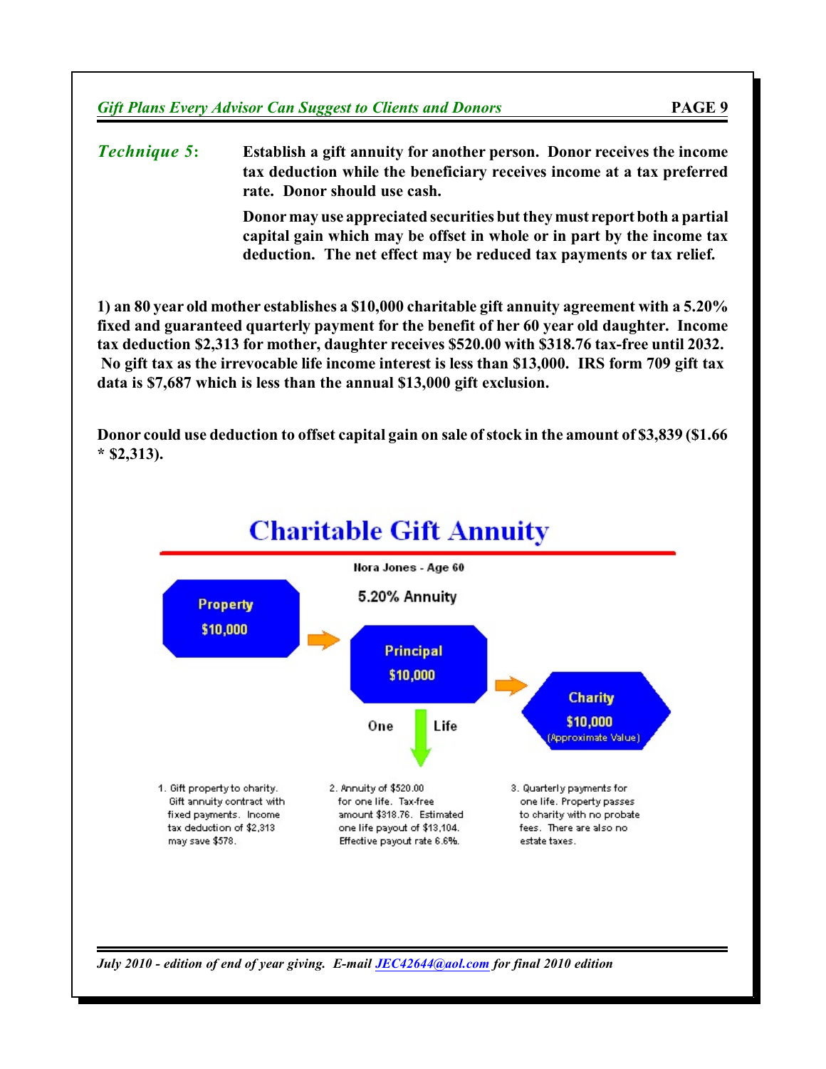***Technique 5*:** **Establish a gift annuity for another person. Donor receives the income tax deduction while the beneficiary receives income at a tax preferred rate. Donor should use cash.**

**Donor may use appreciated securities but they must report both a partial capital gain which may be offset in whole or in part by the income tax deduction. The net effect may be reduced tax payments or tax relief.**

**1) an 80 year old mother establishes a $10,000 charitable gift annuity agreement with a 5.20% fixed and guaranteed quarterly payment for the benefit of her 60 year old daughter. Income tax deduction $2,313 for mother, daughter receives $520.00 with $318.76 tax-free until 2032. No gift tax as the irrevocable life income interest is less than $13,000. IRS form 709 gift tax data is $7,687 which is less than the annual $13,000 gift exclusion.**

**Donor could use deduction to offset capital gain on sale of stock in the amount of $3,839 ($1.66 * $2,313).**

## Charitable Gift Annuity

Nora Jones - Age 60

5.20% Annuity

Property $10,000 → Principal $10,000 → Charity $10,000 (Approximate Value)

One Life

1. Gift property to charity. Gift annuity contract with fixed payments. Income tax deduction of $2,313 may save $578.

2. Annuity of $520.00 for one life. Tax-free amount $318.76. Estimated one life payout of $13,104. Effective payout rate 6.6%.

3. Quarterly payments for one life. Property passes to charity with no probate fees. There are also no estate taxes.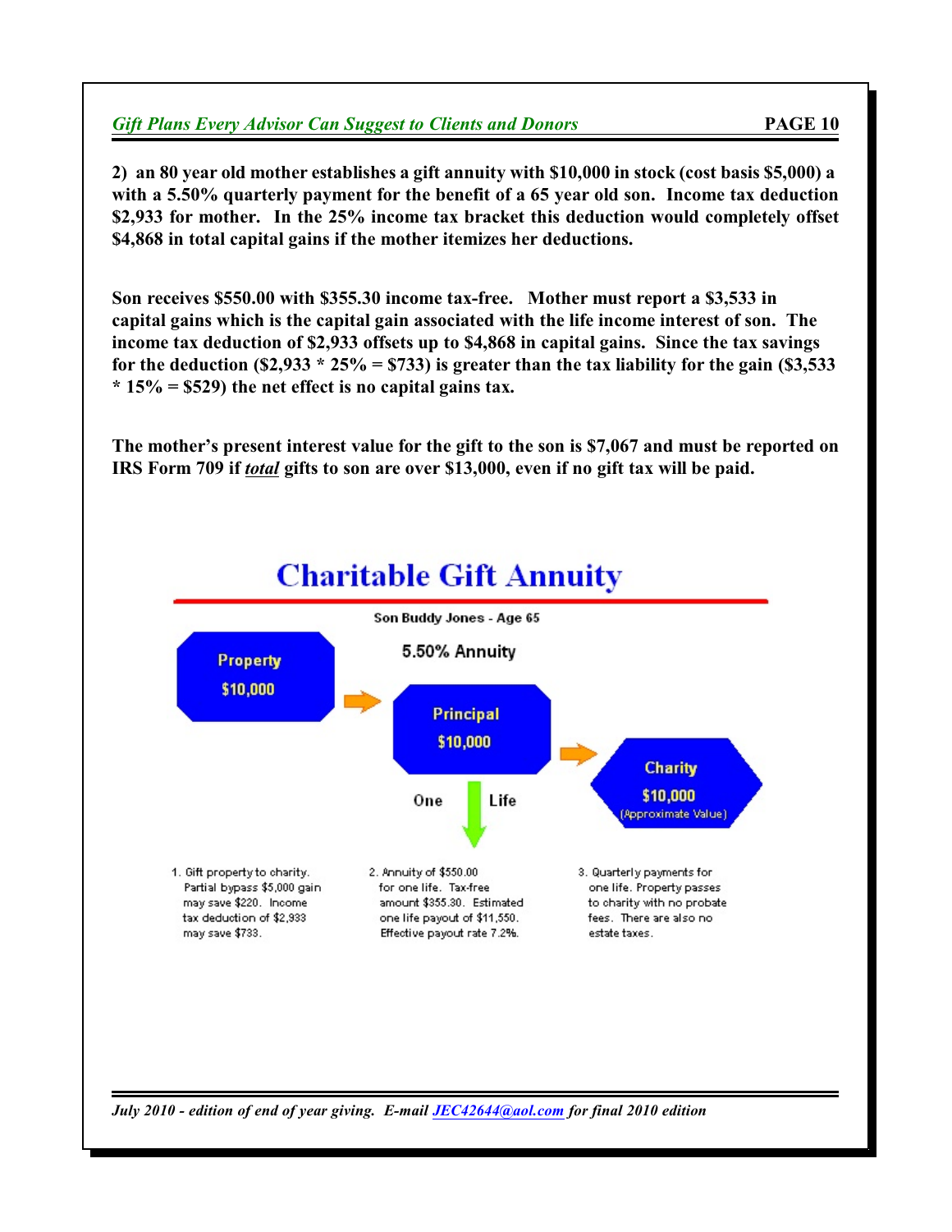**2) an 80 year old mother establishes a gift annuity with $10,000 in stock (cost basis $5,000) a with a 5.50% quarterly payment for the benefit of a 65 year old son. Income tax deduction $2,933 for mother. In the 25% income tax bracket this deduction would completely offset $4,868 in total capital gains if the mother itemizes her deductions.**

**Son receives $550.00 with $355.30 income tax-free. Mother must report a $3,533 in capital gains which is the capital gain associated with the life income interest of son. The income tax deduction of $2,933 offsets up to $4,868 in capital gains. Since the tax savings for the deduction ($2,933 * 25% = $733) is greater than the tax liability for the gain ($3,533 * 15% = $529) the net effect is no capital gains tax.**

**The mother's present interest value for the gift to the son is $7,067 and must be reported on IRS Form 709 if _total_ gifts to son are over $13,000, even if no gift tax will be paid.**

## Charitable Gift Annuity

Son Buddy Jones - Age 65

5.50% Annuity

**Property** $10,000 → **Principal** $10,000 → **Charity** $10,000 (Approximate Value)

One Life

1. Gift property to charity. Partial bypass $5,000 gain may save $220. Income tax deduction of $2,933 may save $733.

2. Annuity of $550.00 for one life. Tax-free amount $355.30. Estimated one life payout of $11,550. Effective payout rate 7.2%.

3. Quarterly payments for one life. Property passes to charity with no probate fees. There are also no estate taxes.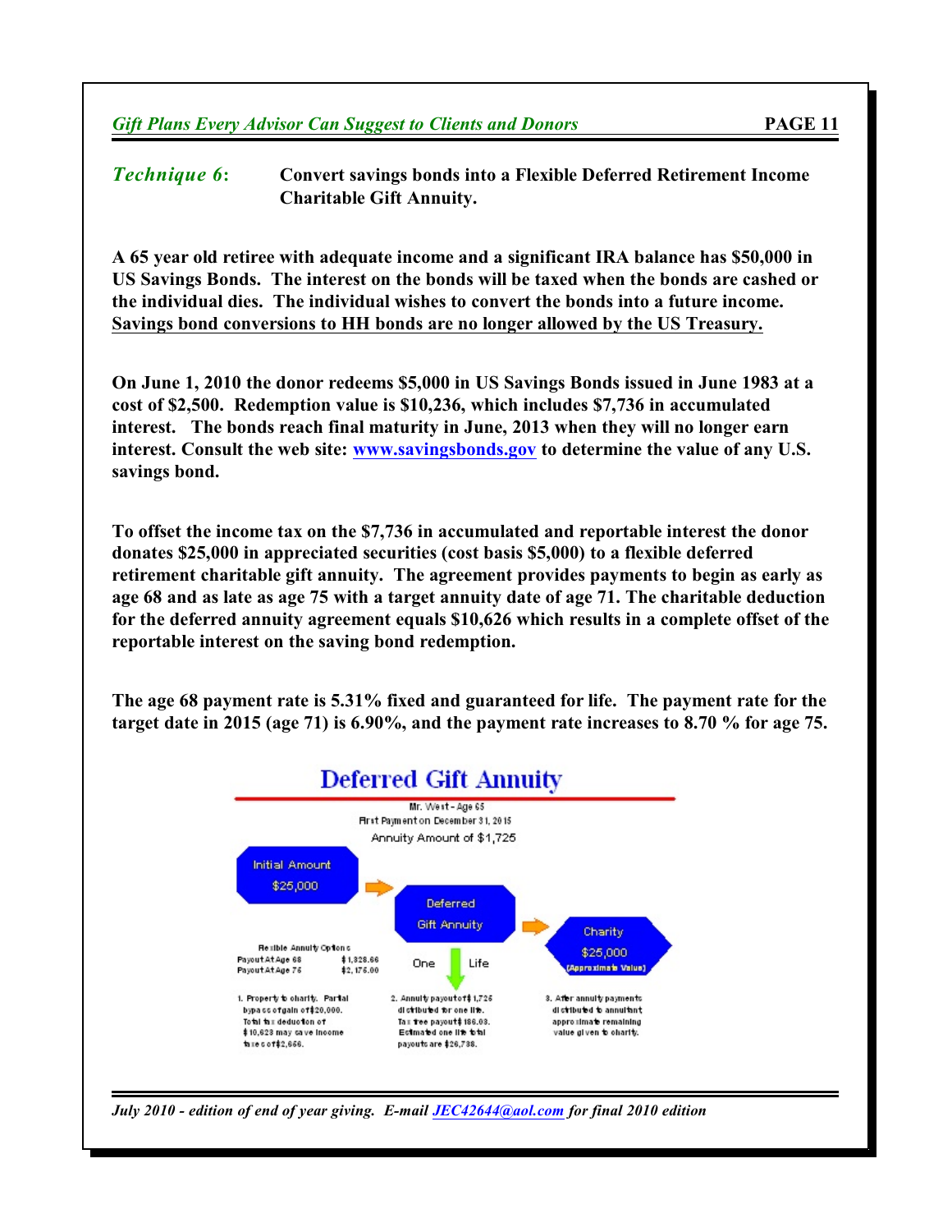***Technique 6*: Convert savings bonds into a Flexible Deferred Retirement Income Charitable Gift Annuity.**

**A 65 year old retiree with adequate income and a significant IRA balance has $50,000 in US Savings Bonds. The interest on the bonds will be taxed when the bonds are cashed or the individual dies. The individual wishes to convert the bonds into a future income. <u>Savings bond conversions to HH bonds are no longer allowed by the US Treasury.</u>**

**On June 1, 2010 the donor redeems $5,000 in US Savings Bonds issued in June 1983 at a cost of $2,500. Redemption value is $10,236, which includes $7,736 in accumulated interest. The bonds reach final maturity in June, 2013 when they will no longer earn interest. Consult the web site: [www.savingsbonds.gov](http://www.savingsbonds.gov) to determine the value of any U.S. savings bond.**

**To offset the income tax on the $7,736 in accumulated and reportable interest the donor donates $25,000 in appreciated securities (cost basis $5,000) to a flexible deferred retirement charitable gift annuity. The agreement provides payments to begin as early as age 68 and as late as age 75 with a target annuity date of age 71. The charitable deduction for the deferred annuity agreement equals $10,626 which results in a complete offset of the reportable interest on the saving bond redemption.**

**The age 68 payment rate is 5.31% fixed and guaranteed for life. The payment rate for the target date in 2015 (age 71) is 6.90%, and the payment rate increases to 8.70 % for age 75.**

**Deferred Gift Annuity**

Mr. West - Age 65
First Payment on December 31, 2015
Annuity Amount of $1,725

Initial Amount $25,000 → Deferred Gift Annuity → Charity $25,000 (Approximate Value)

One Life

Flexible Annuity Options

| | |
|---|---|
| Payout At Age 68 | $1,328.66 |
| Payout At Age 75 | $2,175.00 |

1. Property to charity. Partial bypass of gain of $20,000. Total tax deduction of $10,623 may save income taxes of $2,656.

2. Annuity payout of $1,725 distributed for one life. Tax free payout $186.03. Estimated one life total payouts are $26,738.

3. After annuity payments distributed to annuitant approximate remaining value given to charity.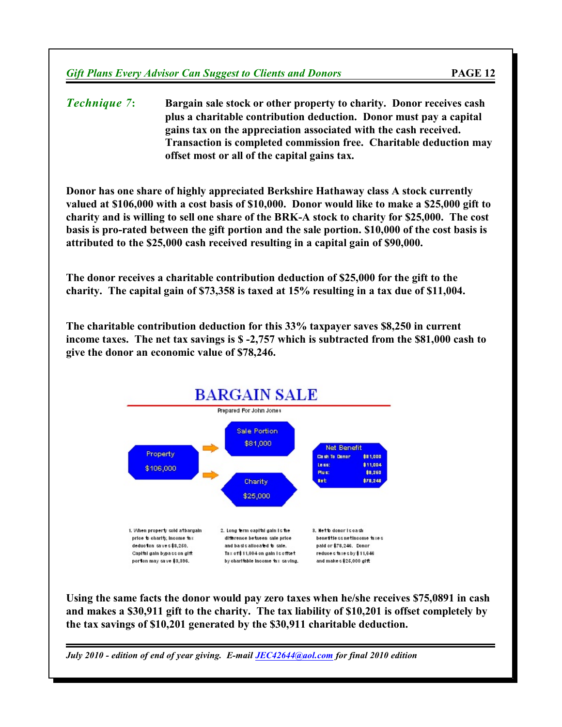***Technique 7*:** **Bargain sale stock or other property to charity. Donor receives cash plus a charitable contribution deduction. Donor must pay a capital gains tax on the appreciation associated with the cash received. Transaction is completed commission free. Charitable deduction may offset most or all of the capital gains tax.**

**Donor has one share of highly appreciated Berkshire Hathaway class A stock currently valued at $106,000 with a cost basis of $10,000. Donor would like to make a $25,000 gift to charity and is willing to sell one share of the BRK-A stock to charity for $25,000. The cost basis is pro-rated between the gift portion and the sale portion. $10,000 of the cost basis is attributed to the $25,000 cash received resulting in a capital gain of $90,000.**

**The donor receives a charitable contribution deduction of $25,000 for the gift to the charity. The capital gain of $73,358 is taxed at 15% resulting in a tax due of $11,004.**

**The charitable contribution deduction for this 33% taxpayer saves $8,250 in current income taxes. The net tax savings is $ -2,757 which is subtracted from the $81,000 cash to give the donor an economic value of $78,246.**

## BARGAIN SALE

Prepared For John Jones

Property $106,000 → Sale Portion $81,000

Property $106,000 → Charity $25,000

**Net Benefit**

| | |
|---|---|
| Cash To Donor | $81,000 |
| Less: | $11,004 |
| Plus: | $8,250 |
| Net | $78,246 |

1. When property sold at bargain price to charity, income tax deduction saves $8,250. Capital gain bypass on gift portion may save $3,396.

2. Long term capital gain is the difference between sale price and basis allocated to sale. Tax of $11,004 on gain is offset by charitable income tax saving.

3. Net to donor is cash benefit less net income taxes paid or $78,246. Donor reduces taxes by $11,646 and makes $25,000 gift

**Using the same facts the donor would pay zero taxes when he/she receives $75,0891 in cash and makes a $30,911 gift to the charity. The tax liability of $10,201 is offset completely by the tax savings of $10,201 generated by the $30,911 charitable deduction.**

*July 2010 - edition of end of year giving. E-mail JEC42644@aol.com for final 2010 edition*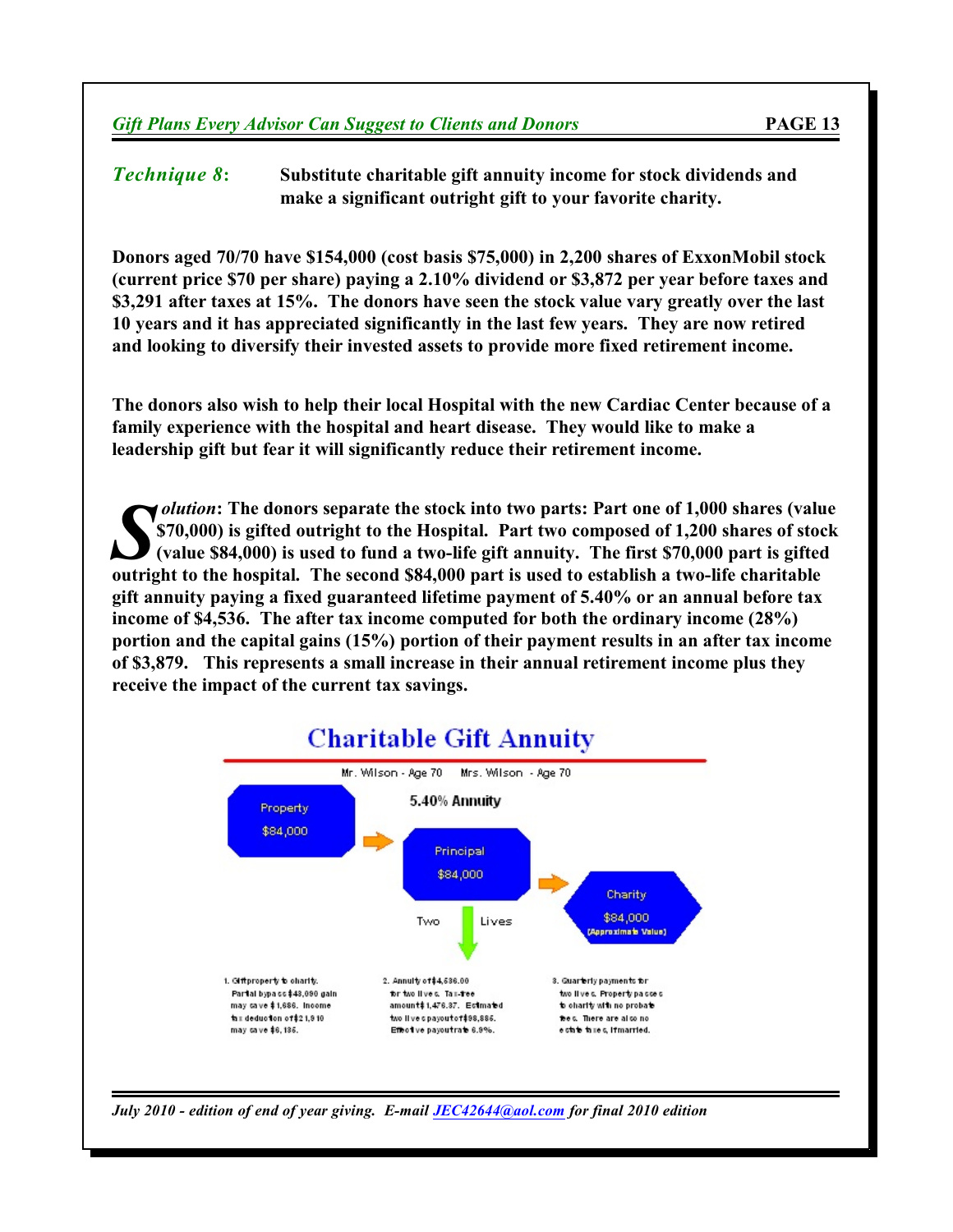***Technique 8*:** **Substitute charitable gift annuity income for stock dividends and make a significant outright gift to your favorite charity.**

**Donors aged 70/70 have $154,000 (cost basis $75,000) in 2,200 shares of ExxonMobil stock (current price $70 per share) paying a 2.10% dividend or $3,872 per year before taxes and $3,291 after taxes at 15%. The donors have seen the stock value vary greatly over the last 10 years and it has appreciated significantly in the last few years. They are now retired and looking to diversify their invested assets to provide more fixed retirement income.**

**The donors also wish to help their local Hospital with the new Cardiac Center because of a family experience with the hospital and heart disease. They would like to make a leadership gift but fear it will significantly reduce their retirement income.**

***Solution*: The donors separate the stock into two parts: Part one of 1,000 shares (value $70,000) is gifted outright to the Hospital. Part two composed of 1,200 shares of stock (value $84,000) is used to fund a two-life gift annuity. The first $70,000 part is gifted outright to the hospital. The second $84,000 part is used to establish a two-life charitable gift annuity paying a fixed guaranteed lifetime payment of 5.40% or an annual before tax income of $4,536. The after tax income computed for both the ordinary income (28%) portion and the capital gains (15%) portion of their payment results in an after tax income of $3,879. This represents a small increase in their annual retirement income plus they receive the impact of the current tax savings.**

## Charitable Gift Annuity

Mr. Wilson - Age 70 Mrs. Wilson - Age 70

5.40% Annuity

Property $84,000 → Principal $84,000 → Charity $84,000 (Approximate Value)

Two Lives

1. Gift property to charity. Partial bypass $48,090 gain may save $1,686. Income tax deduction of $21,910 may save $6,135.

2. Annuity of $4,536.00 for two lives. Tax-free amount $1,476.37. Estimated two lives payout of $98,886. Effective payout rate 6.9%.

3. Quarterly payments for two lives. Property passes to charity with no probate fees. There are also no estate taxes, if married.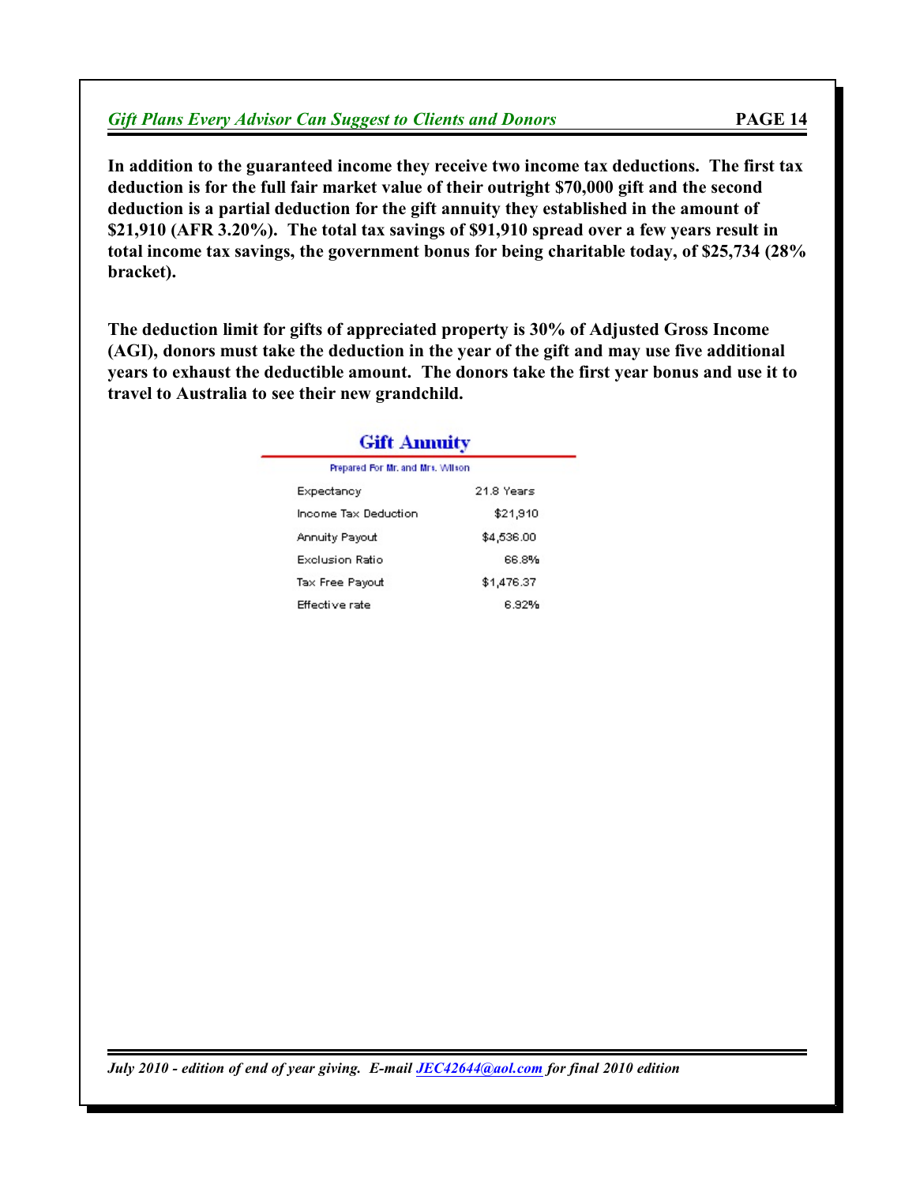**In addition to the guaranteed income they receive two income tax deductions. The first tax deduction is for the full fair market value of their outright $70,000 gift and the second deduction is a partial deduction for the gift annuity they established in the amount of $21,910 (AFR 3.20%). The total tax savings of $91,910 spread over a few years result in total income tax savings, the government bonus for being charitable today, of $25,734 (28% bracket).**

**The deduction limit for gifts of appreciated property is 30% of Adjusted Gross Income (AGI), donors must take the deduction in the year of the gift and may use five additional years to exhaust the deductible amount. The donors take the first year bonus and use it to travel to Australia to see their new grandchild.**

## Gift Annuity

Prepared For Mr. and Mrs. Wilson

| | |
|---|---|
| Expectancy | 21.8 Years |
| Income Tax Deduction | $21,910 |
| Annuity Payout | $4,536.00 |
| Exclusion Ratio | 66.8% |
| Tax Free Payout | $1,476.37 |
| Effective rate | 6.92% |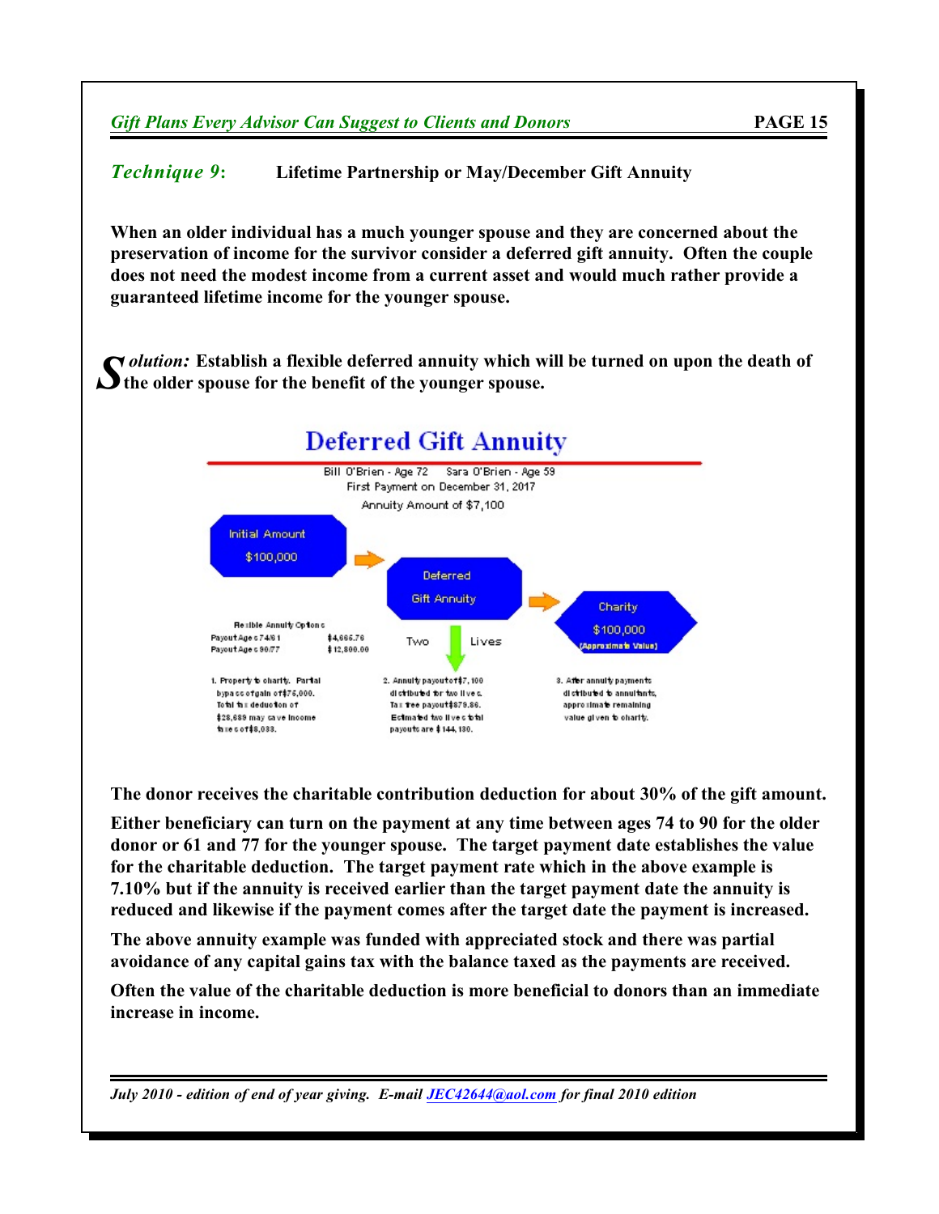## *Technique 9*: Lifetime Partnership or May/December Gift Annuity

**When an older individual has a much younger spouse and they are concerned about the preservation of income for the survivor consider a deferred gift annuity. Often the couple does not need the modest income from a current asset and would much rather provide a guaranteed lifetime income for the younger spouse.**

***Solution:*** **Establish a flexible deferred annuity which will be turned on upon the death of the older spouse for the benefit of the younger spouse.**

### Deferred Gift Annuity

Bill O'Brien - Age 72   Sara O'Brien - Age 59
First Payment on December 31, 2017
Annuity Amount of $7,100

Initial Amount $100,000 → Deferred Gift Annuity → Charity $100,000 (Approximate Value)

Two ↓ Lives

Flexible Annuity Options

| | |
|---|---|
| Payout Ages 74/61 | $4,666.76 |
| Payout Ages 90/77 | $12,800.00 |

1. Property to charity. Partial bypass of gain of $75,000. Total tax deduction of $28,689 may save income taxes of $8,033.

2. Annuity payout of $7,100 distributed for two lives. Tax free payout $879.86. Estimated two lives total payouts are $144,130.

3. After annuity payments distributed to annuitants, approximate remaining value given to charity.

**The donor receives the charitable contribution deduction for about 30% of the gift amount.**

**Either beneficiary can turn on the payment at any time between ages 74 to 90 for the older donor or 61 and 77 for the younger spouse. The target payment date establishes the value for the charitable deduction. The target payment rate which in the above example is 7.10% but if the annuity is received earlier than the target payment date the annuity is reduced and likewise if the payment comes after the target date the payment is increased.**

**The above annuity example was funded with appreciated stock and there was partial avoidance of any capital gains tax with the balance taxed as the payments are received.**

**Often the value of the charitable deduction is more beneficial to donors than an immediate increase in income.**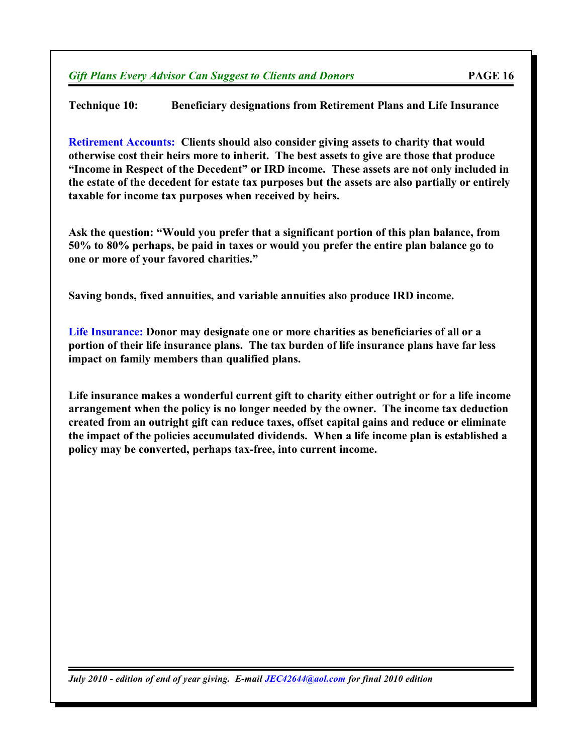## Technique 10: Beneficiary designations from Retirement Plans and Life Insurance

**Retirement Accounts:** **Clients should also consider giving assets to charity that would otherwise cost their heirs more to inherit. The best assets to give are those that produce "Income in Respect of the Decedent" or IRD income. These assets are not only included in the estate of the decedent for estate tax purposes but the assets are also partially or entirely taxable for income tax purposes when received by heirs.**

**Ask the question: "Would you prefer that a significant portion of this plan balance, from 50% to 80% perhaps, be paid in taxes or would you prefer the entire plan balance go to one or more of your favored charities."**

**Saving bonds, fixed annuities, and variable annuities also produce IRD income.**

**Life Insurance:** **Donor may designate one or more charities as beneficiaries of all or a portion of their life insurance plans. The tax burden of life insurance plans have far less impact on family members than qualified plans.**

**Life insurance makes a wonderful current gift to charity either outright or for a life income arrangement when the policy is no longer needed by the owner. The income tax deduction created from an outright gift can reduce taxes, offset capital gains and reduce or eliminate the impact of the policies accumulated dividends. When a life income plan is established a policy may be converted, perhaps tax-free, into current income.**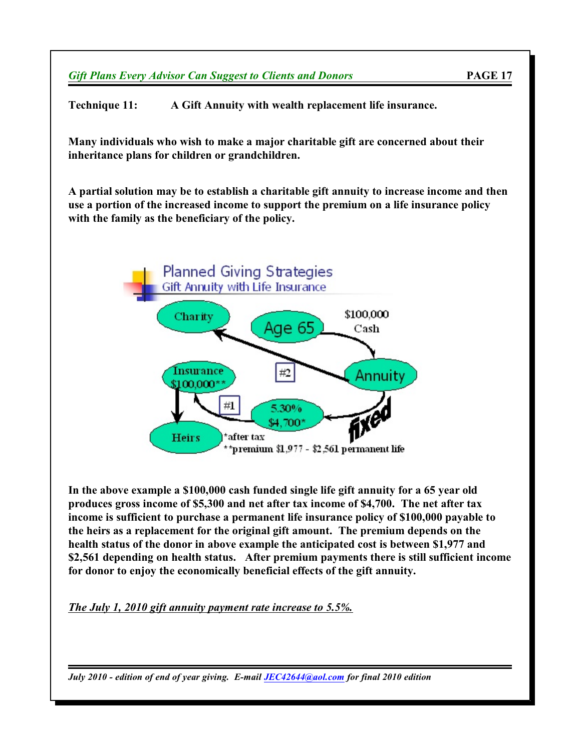**Technique 11:** **A Gift Annuity with wealth replacement life insurance.**

**Many individuals who wish to make a major charitable gift are concerned about their inheritance plans for children or grandchildren.**

**A partial solution may be to establish a charitable gift annuity to increase income and then use a portion of the increased income to support the premium on a life insurance policy with the family as the beneficiary of the policy.**

Planned Giving Strategies
Gift Annuity with Life Insurance

Charity — Age 65 — $100,000 Cash — Annuity — #2 — fixed — 5.30% $4,700* — #1 — Insurance $100,000** — Heirs

*after tax
**premium $1,977 - $2,561 permanent life

**In the above example a $100,000 cash funded single life gift annuity for a 65 year old produces gross income of $5,300 and net after tax income of $4,700. The net after tax income is sufficient to purchase a permanent life insurance policy of $100,000 payable to the heirs as a replacement for the original gift amount. The premium depends on the health status of the donor in above example the anticipated cost is between $1,977 and $2,561 depending on health status. After premium payments there is still sufficient income for donor to enjoy the economically beneficial effects of the gift annuity.**

***The July 1, 2010 gift annuity payment rate increase to 5.5%.***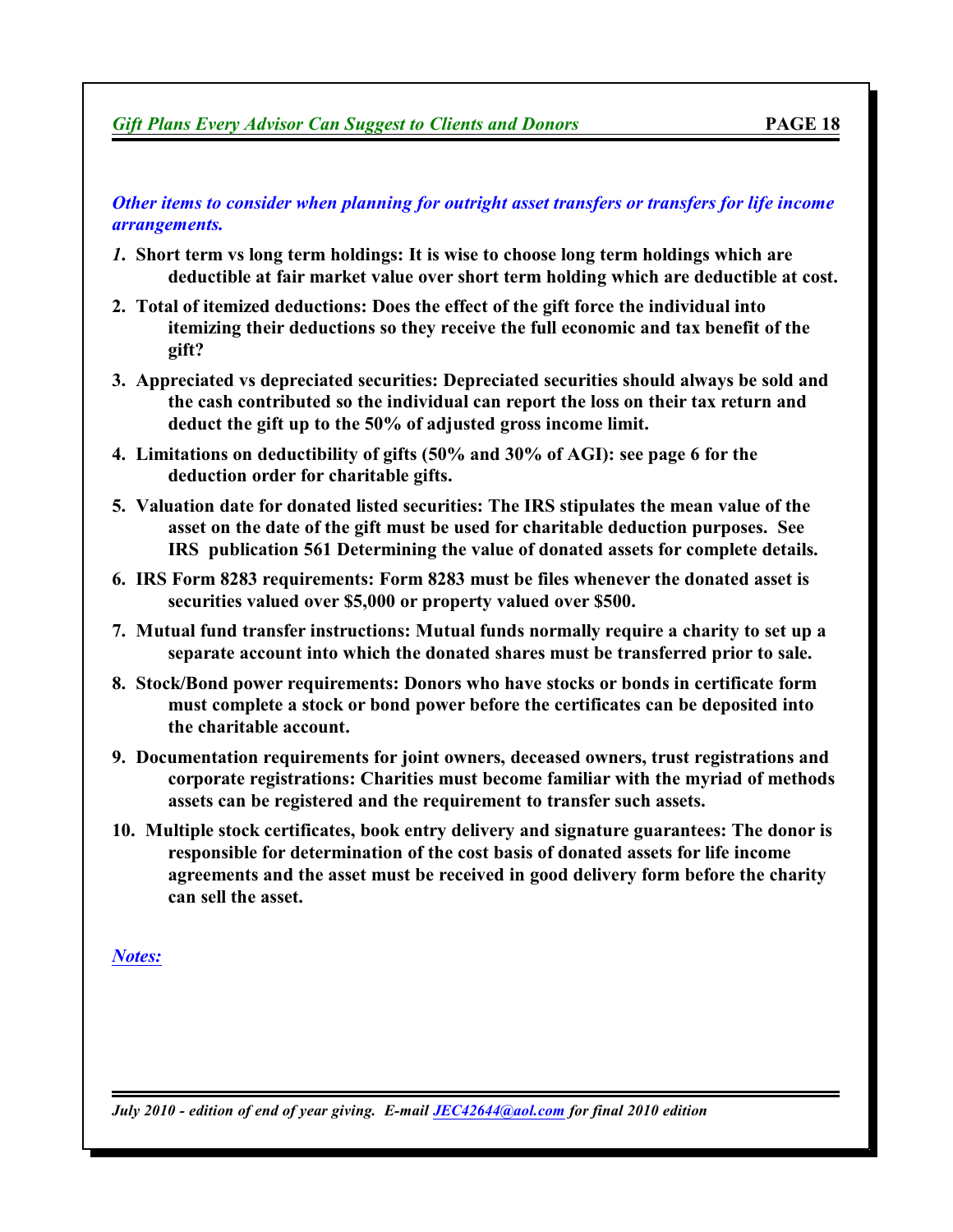*Other items to consider when planning for outright asset transfers or transfers for life income arrangements.*

1. **Short term vs long term holdings: It is wise to choose long term holdings which are deductible at fair market value over short term holding which are deductible at cost.**
2. **Total of itemized deductions: Does the effect of the gift force the individual into itemizing their deductions so they receive the full economic and tax benefit of the gift?**
3. **Appreciated vs depreciated securities: Depreciated securities should always be sold and the cash contributed so the individual can report the loss on their tax return and deduct the gift up to the 50% of adjusted gross income limit.**
4. **Limitations on deductibility of gifts (50% and 30% of AGI): see page 6 for the deduction order for charitable gifts.**
5. **Valuation date for donated listed securities: The IRS stipulates the mean value of the asset on the date of the gift must be used for charitable deduction purposes. See IRS publication 561 Determining the value of donated assets for complete details.**
6. **IRS Form 8283 requirements: Form 8283 must be files whenever the donated asset is securities valued over $5,000 or property valued over $500.**
7. **Mutual fund transfer instructions: Mutual funds normally require a charity to set up a separate account into which the donated shares must be transferred prior to sale.**
8. **Stock/Bond power requirements: Donors who have stocks or bonds in certificate form must complete a stock or bond power before the certificates can be deposited into the charitable account.**
9. **Documentation requirements for joint owners, deceased owners, trust registrations and corporate registrations: Charities must become familiar with the myriad of methods assets can be registered and the requirement to transfer such assets.**
10. **Multiple stock certificates, book entry delivery and signature guarantees: The donor is responsible for determination of the cost basis of donated assets for life income agreements and the asset must be received in good delivery form before the charity can sell the asset.**

***Notes:***